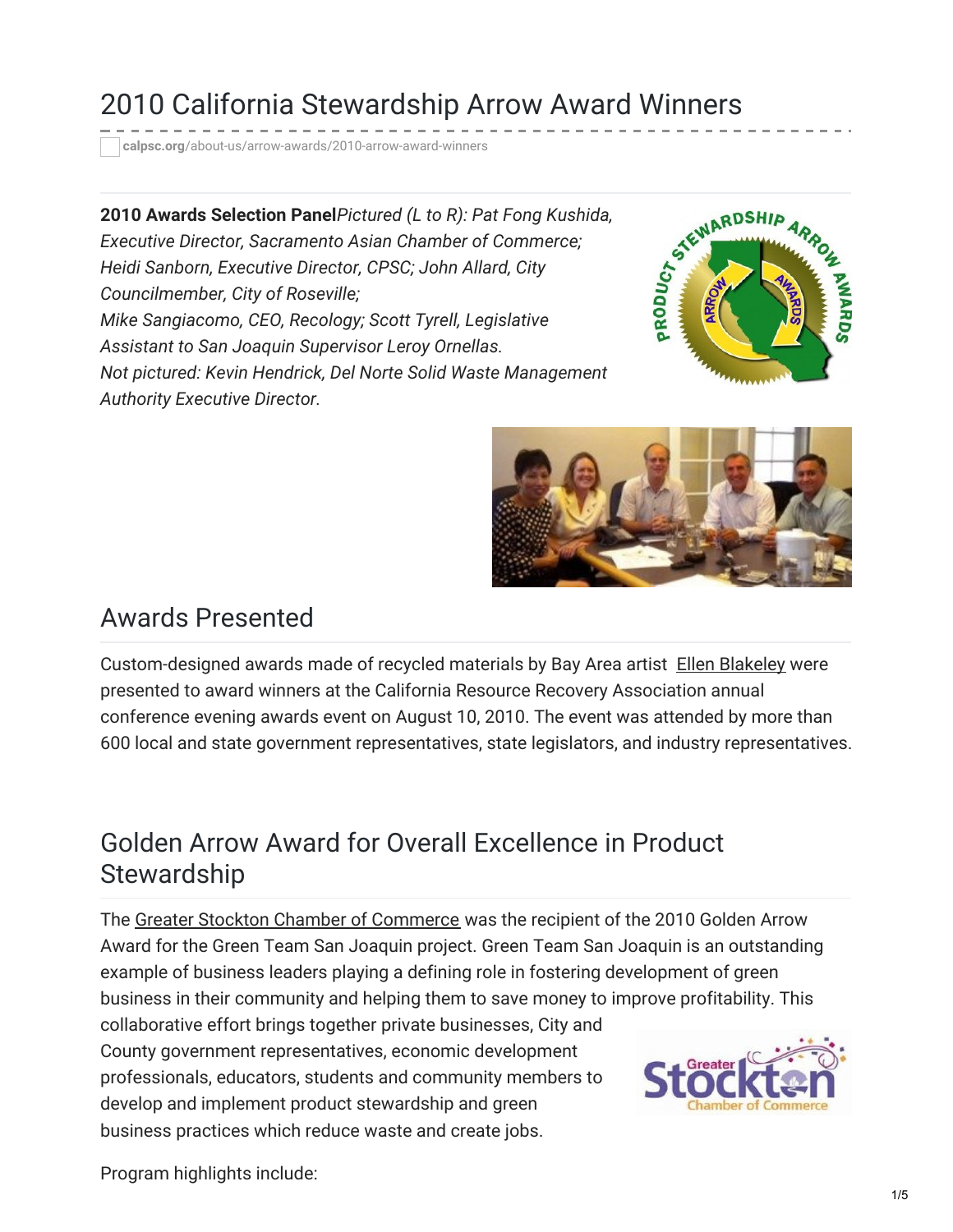# 2010 California Stewardship Arrow Award Winners

calpsc.org/about-us/arrow-awards/2010-arrow-award-winners

**2010 Awards Selection Panel***Pictured (L to R): Pat Fong Kushida, Executive Director, Sacramento Asian Chamber of Commerce; Heidi Sanborn, Executive Director, CPSC; John Allard, City Councilmember, City of Roseville; Mike Sangiacomo, CEO, Recology; Scott Tyrell, Legislative Assistant to San Joaquin Supervisor Leroy Ornellas. Not pictured: Kevin Hendrick, Del Norte Solid Waste Management Authority Executive Director.*

## Awards Presented

Custom-designed awards made of recycled materials by Bay Area artist Ellen Blakeley were presented to award winners at the California Resource Recovery Association annual conference evening awards event on August 10, 2010. The event was attended by more than 600 local and state government representatives, state legislators, and industry representatives.

## Golden Arrow Award for Overall Excellence in Product Stewardship

The Greater Stockton Chamber of Commerce was the recipient of the 2010 Golden Arrow Award for the Green Team San Joaquin project. Green Team San Joaquin is an outstanding example of business leaders playing a defining role in fostering development of green business in their community and helping them to save money to improve profitability. This collaborative effort brings together private businesses, City and County government representatives, economic development professionals, educators, students and community members to develop and implement product stewardship and green business practices which reduce waste and create jobs.

Program highlights include: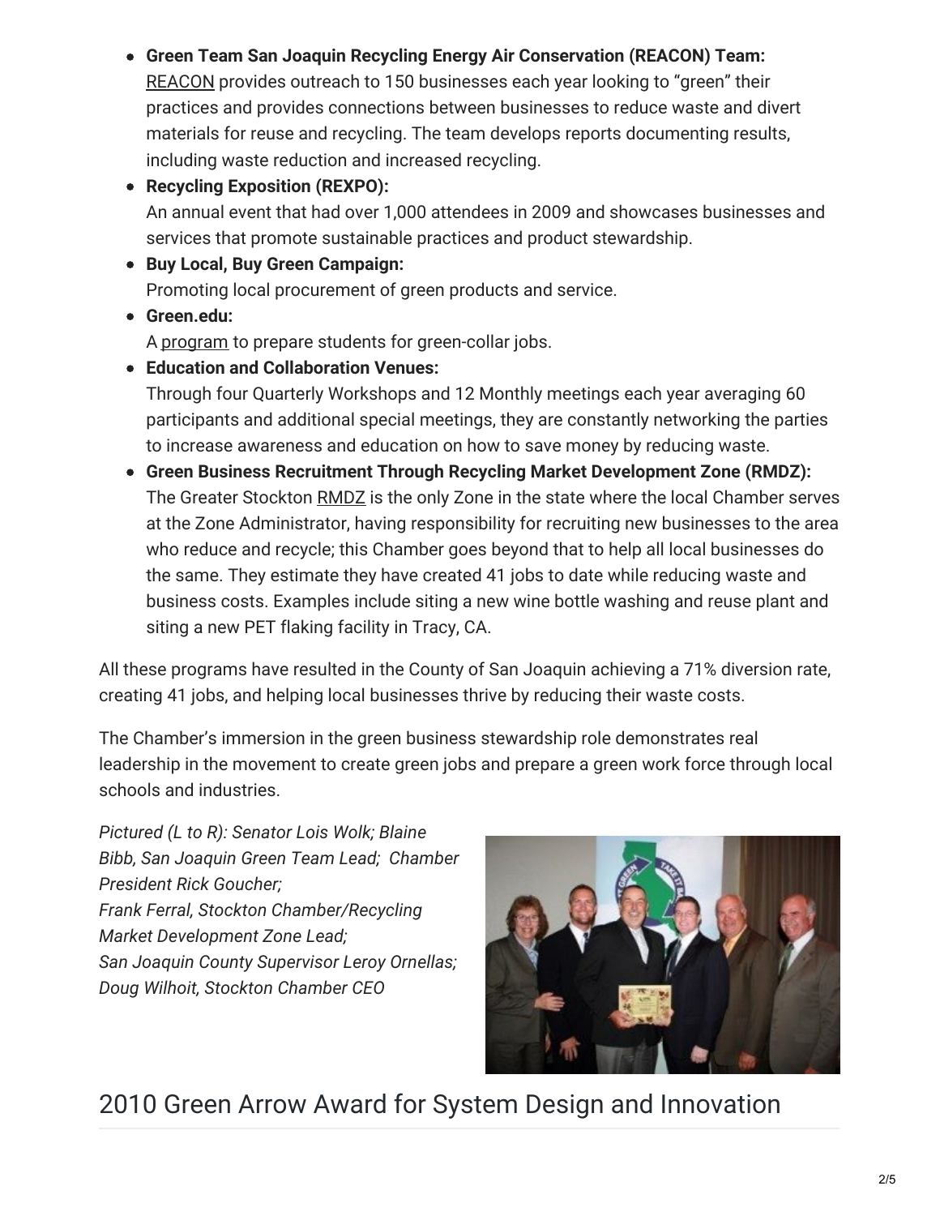- **Green Team San Joaquin Recycling Energy Air Conservation (REACON) Team:** REACON provides outreach to 150 businesses each year looking to "green" their practices and provides connections between businesses to reduce waste and divert materials for reuse and recycling. The team develops reports documenting results, including waste reduction and increased recycling.
- **Recycling Exposition (REXPO):** An annual event that had over 1,000 attendees in 2009 and showcases businesses and services that promote sustainable practices and product stewardship.
- **Buy Local, Buy Green Campaign:** Promoting local procurement of green products and service.
- **Green.edu:** A program to prepare students for green-collar jobs.
- **Education and Collaboration Venues:** Through four Quarterly Workshops and 12 Monthly meetings each year averaging 60 participants and additional special meetings, they are constantly networking the parties to increase awareness and education on how to save money by reducing waste.
- **Green Business Recruitment Through Recycling Market Development Zone (RMDZ):** The Greater Stockton RMDZ is the only Zone in the state where the local Chamber serves at the Zone Administrator, having responsibility for recruiting new businesses to the area who reduce and recycle; this Chamber goes beyond that to help all local businesses do the same. They estimate they have created 41 jobs to date while reducing waste and business costs. Examples include siting a new wine bottle washing and reuse plant and siting a new PET flaking facility in Tracy, CA.

All these programs have resulted in the County of San Joaquin achieving a 71% diversion rate, creating 41 jobs, and helping local businesses thrive by reducing their waste costs.

The Chamber's immersion in the green business stewardship role demonstrates real leadership in the movement to create green jobs and prepare a green work force through local schools and industries.

*Pictured (L to R): Senator Lois Wolk; Blaine Bibb, San Joaquin Green Team Lead; Chamber President Rick Goucher; Frank Ferral, Stockton Chamber/Recycling Market Development Zone Lead; San Joaquin County Supervisor Leroy Ornellas; Doug Wilhoit, Stockton Chamber CEO*

## 2010 Green Arrow Award for System Design and Innovation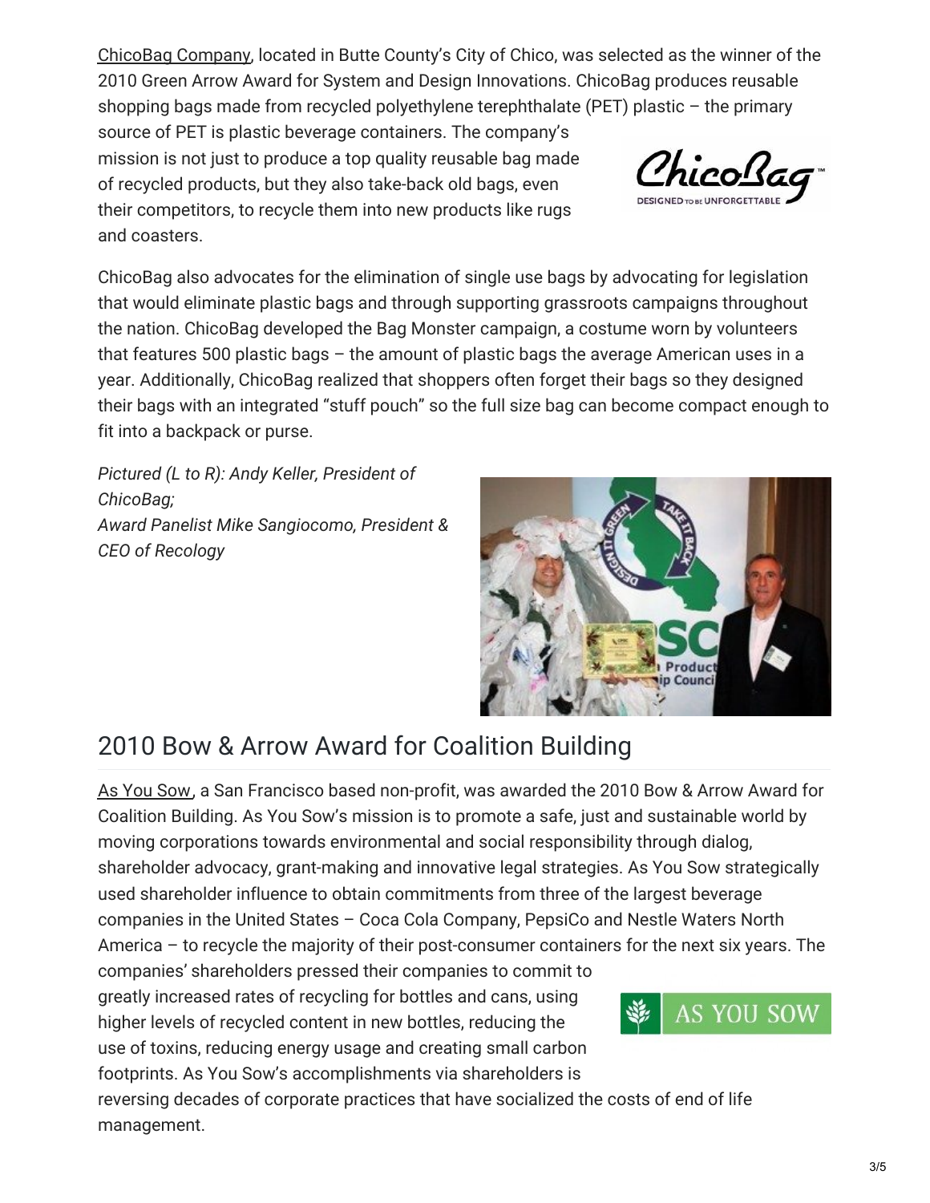ChicoBag Company, located in Butte County's City of Chico, was selected as the winner of the 2010 Green Arrow Award for System and Design Innovations. ChicoBag produces reusable shopping bags made from recycled polyethylene terephthalate (PET) plastic – the primary source of PET is plastic beverage containers. The company's mission is not just to produce a top quality reusable bag made of recycled products, but they also take-back old bags, even their competitors, to recycle them into new products like rugs and coasters.

ChicoBag also advocates for the elimination of single use bags by advocating for legislation that would eliminate plastic bags and through supporting grassroots campaigns throughout the nation. ChicoBag developed the Bag Monster campaign, a costume worn by volunteers that features 500 plastic bags – the amount of plastic bags the average American uses in a year. Additionally, ChicoBag realized that shoppers often forget their bags so they designed their bags with an integrated "stuff pouch" so the full size bag can become compact enough to fit into a backpack or purse.

*Pictured (L to R): Andy Keller, President of ChicoBag;*
*Award Panelist Mike Sangiocomo, President & CEO of Recology*

## 2010 Bow & Arrow Award for Coalition Building

As You Sow, a San Francisco based non-profit, was awarded the 2010 Bow & Arrow Award for Coalition Building. As You Sow's mission is to promote a safe, just and sustainable world by moving corporations towards environmental and social responsibility through dialog, shareholder advocacy, grant-making and innovative legal strategies. As You Sow strategically used shareholder influence to obtain commitments from three of the largest beverage companies in the United States – Coca Cola Company, PepsiCo and Nestle Waters North America – to recycle the majority of their post-consumer containers for the next six years. The companies' shareholders pressed their companies to commit to greatly increased rates of recycling for bottles and cans, using higher levels of recycled content in new bottles, reducing the use of toxins, reducing energy usage and creating small carbon footprints. As You Sow's accomplishments via shareholders is reversing decades of corporate practices that have socialized the costs of end of life management.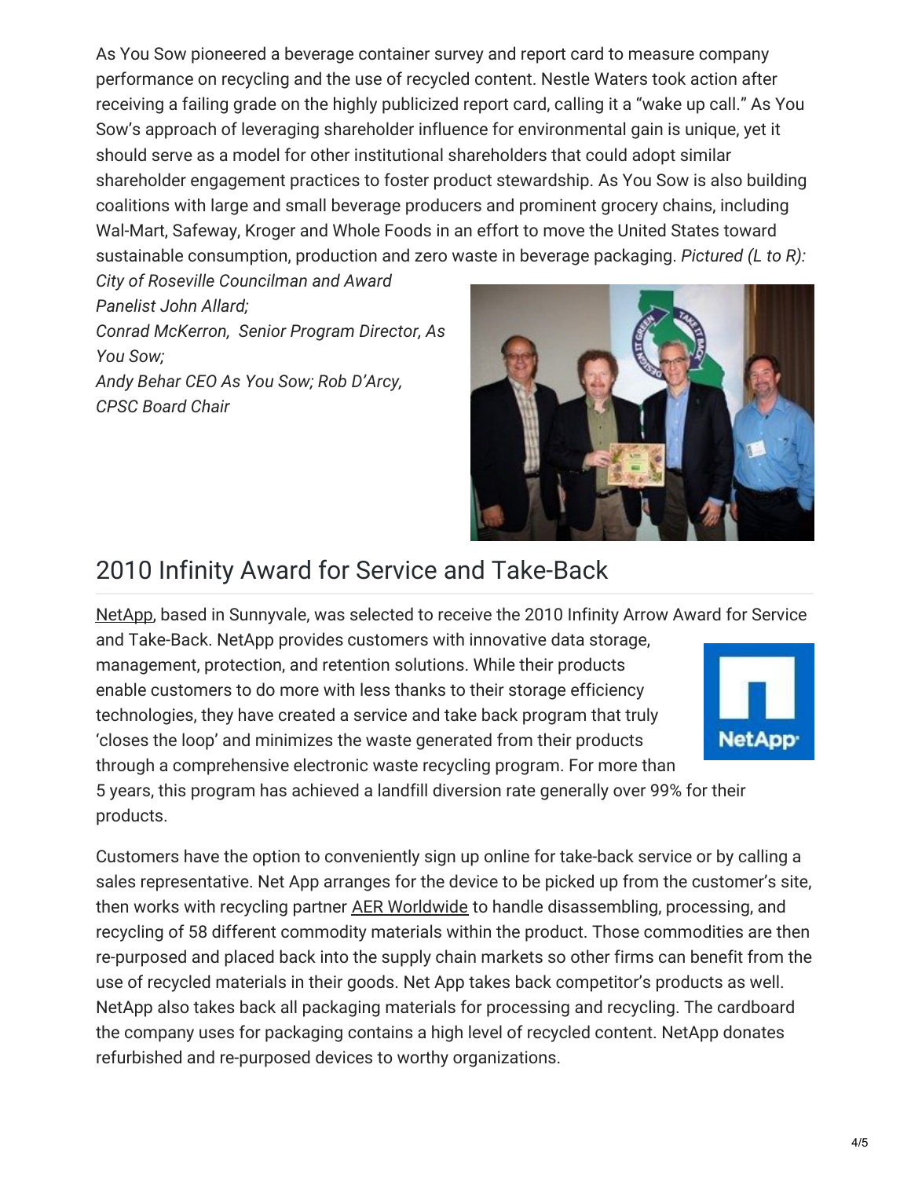As You Sow pioneered a beverage container survey and report card to measure company performance on recycling and the use of recycled content. Nestle Waters took action after receiving a failing grade on the highly publicized report card, calling it a "wake up call." As You Sow's approach of leveraging shareholder influence for environmental gain is unique, yet it should serve as a model for other institutional shareholders that could adopt similar shareholder engagement practices to foster product stewardship. As You Sow is also building coalitions with large and small beverage producers and prominent grocery chains, including Wal-Mart, Safeway, Kroger and Whole Foods in an effort to move the United States toward sustainable consumption, production and zero waste in beverage packaging. *Pictured (L to R): City of Roseville Councilman and Award Panelist John Allard; Conrad McKerron, Senior Program Director, As You Sow; Andy Behar CEO As You Sow; Rob D'Arcy, CPSC Board Chair*

## 2010 Infinity Award for Service and Take-Back

NetApp, based in Sunnyvale, was selected to receive the 2010 Infinity Arrow Award for Service and Take-Back. NetApp provides customers with innovative data storage, management, protection, and retention solutions. While their products enable customers to do more with less thanks to their storage efficiency technologies, they have created a service and take back program that truly 'closes the loop' and minimizes the waste generated from their products through a comprehensive electronic waste recycling program. For more than 5 years, this program has achieved a landfill diversion rate generally over 99% for their products.

Customers have the option to conveniently sign up online for take-back service or by calling a sales representative. Net App arranges for the device to be picked up from the customer's site, then works with recycling partner AER Worldwide to handle disassembling, processing, and recycling of 58 different commodity materials within the product. Those commodities are then re-purposed and placed back into the supply chain markets so other firms can benefit from the use of recycled materials in their goods. Net App takes back competitor's products as well. NetApp also takes back all packaging materials for processing and recycling. The cardboard the company uses for packaging contains a high level of recycled content. NetApp donates refurbished and re-purposed devices to worthy organizations.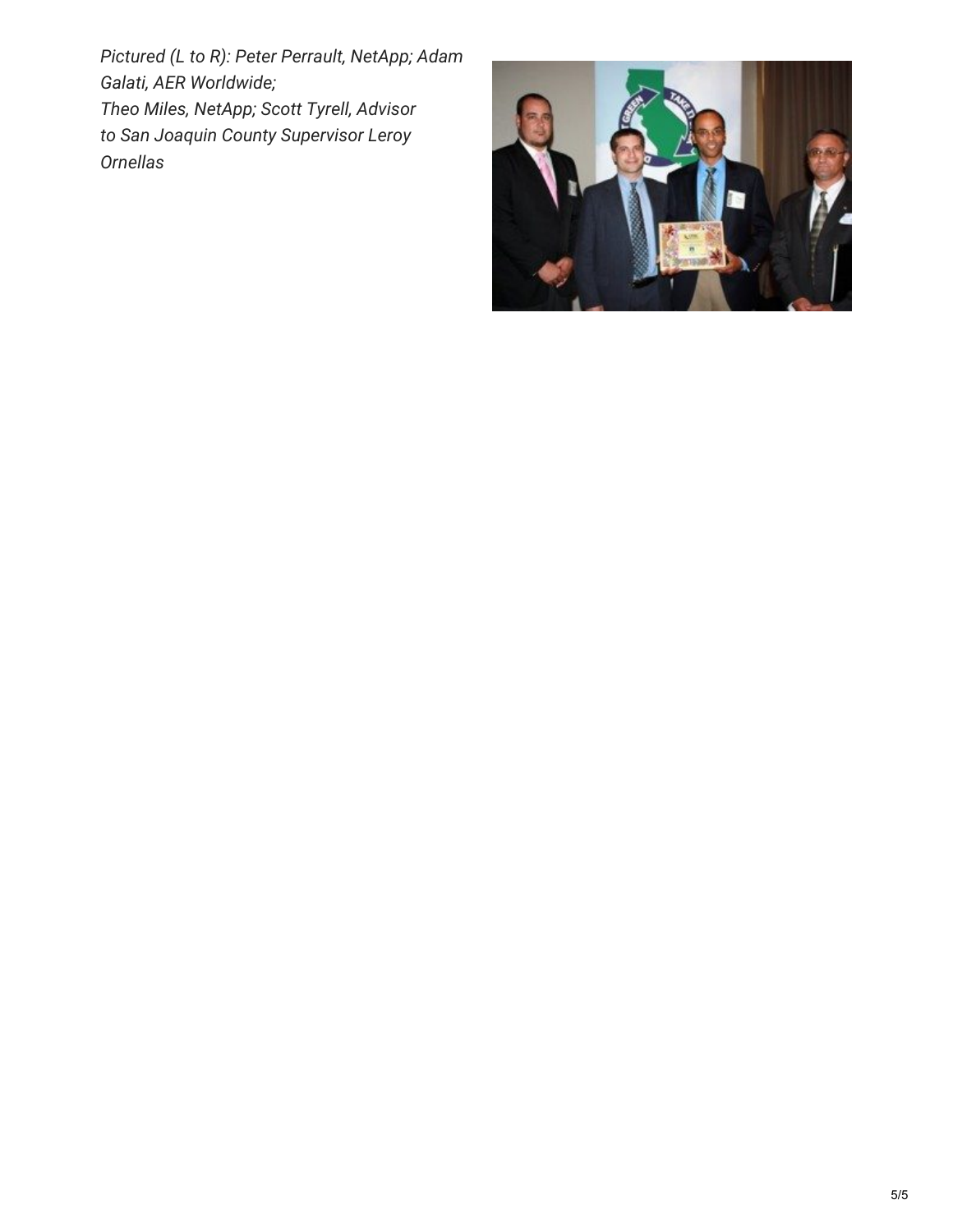*Pictured (L to R): Peter Perrault, NetApp; Adam Galati, AER Worldwide;
Theo Miles, NetApp; Scott Tyrell, Advisor to San Joaquin County Supervisor Leroy Ornellas*